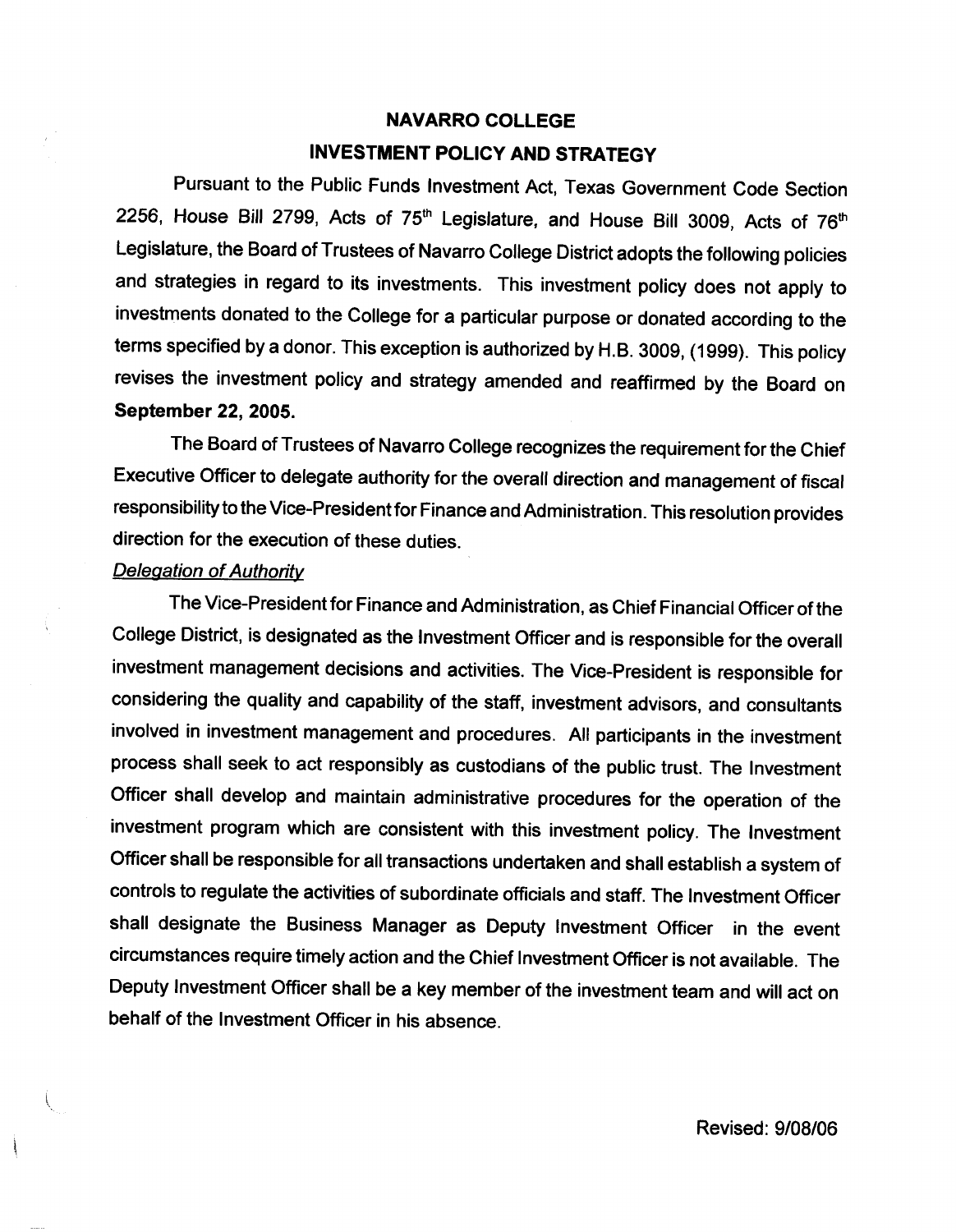# NAVARRO COLLEGE

## INVESTMENT POLICY AND STRATEGY

Pursuant to the Public Funds Investment Act, Texas Government Code Section 2256, House Bill 2799, Acts of 75th Legislature, and House Bill 3009, Acts of 76th Legislature, the Board of Trustees of Navarro College District adopts the following policies and strategies in regard to its investments. This investment policy does not apply to investments donated to the College for a particular purpose or donated according to the terms specified by a donor. This exception is authorized by H.B. 3009, (1999). This policy revises the investment policy and strategy amended and reaffirmed by the Board on **September 22, 2005.**

The Board of Trustees of Navarro College recognizes the requirement for the Chief Executive Officer to delegate authority for the overall direction and management of fiscal responsibility to the Vice-President for Finance and Administration. This resolution provides direction for the execution of these duties.

*Delegation of Authority*

The Vice-President for Finance and Administration, as Chief Financial Officer of the College District, is designated as the Investment Officer and is responsible for the overall investment management decisions and activities. The Vice-President is responsible for considering the quality and capability of the staff, investment advisors, and consultants involved in investment management and procedures. All participants in the investment process shall seek to act responsibly as custodians of the public trust. The Investment Officer shall develop and maintain administrative procedures for the operation of the investment program which are consistent with this investment policy. The Investment Officer shall be responsible for all transactions undertaken and shall establish a system of controls to regulate the activities of subordinate officials and staff. The Investment Officer shall designate the Business Manager as Deputy Investment Officer in the event circumstances require timely action and the Chief Investment Officer is not available. The Deputy Investment Officer shall be a key member of the investment team and will act on behalf of the Investment Officer in his absence.

Revised: 9/08/06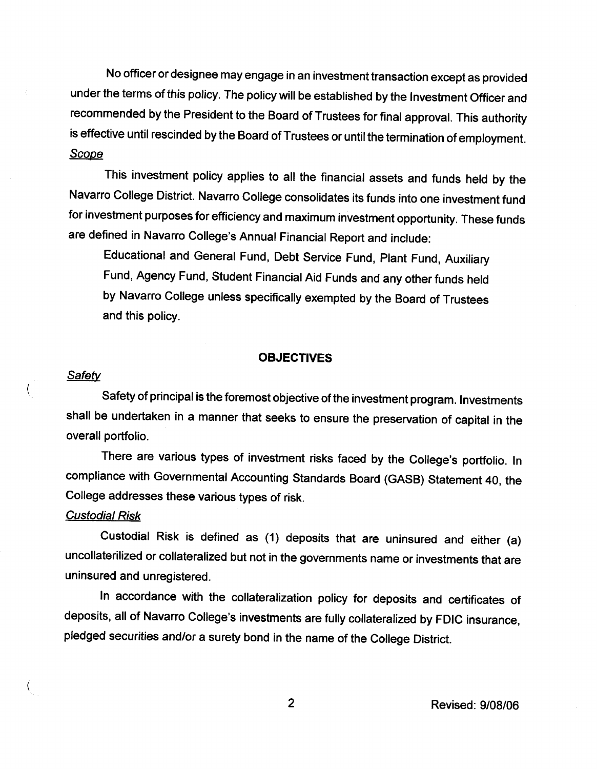No officer or designee may engage in an investment transaction except as provided under the terms of this policy. The policy will be established by the Investment Officer and recommended by the President to the Board of Trustees for final approval. This authority is effective until rescinded by the Board of Trustees or until the termination of employment.

*Scope*

This investment policy applies to all the financial assets and funds held by the Navarro College District. Navarro College consolidates its funds into one investment fund for investment purposes for efficiency and maximum investment opportunity. These funds are defined in Navarro College's Annual Financial Report and include:

> Educational and General Fund, Debt Service Fund, Plant Fund, Auxiliary Fund, Agency Fund, Student Financial Aid Funds and any other funds held by Navarro College unless specifically exempted by the Board of Trustees and this policy.

## OBJECTIVES

*Safety*

Safety of principal is the foremost objective of the investment program. Investments shall be undertaken in a manner that seeks to ensure the preservation of capital in the overall portfolio.

There are various types of investment risks faced by the College's portfolio. In compliance with Governmental Accounting Standards Board (GASB) Statement 40, the College addresses these various types of risk.

*Custodial Risk*

Custodial Risk is defined as (1) deposits that are uninsured and either (a) uncollaterilized or collateralized but not in the governments name or investments that are uninsured and unregistered.

In accordance with the collateralization policy for deposits and certificates of deposits, all of Navarro College's investments are fully collateralized by FDIC insurance, pledged securities and/or a surety bond in the name of the College District.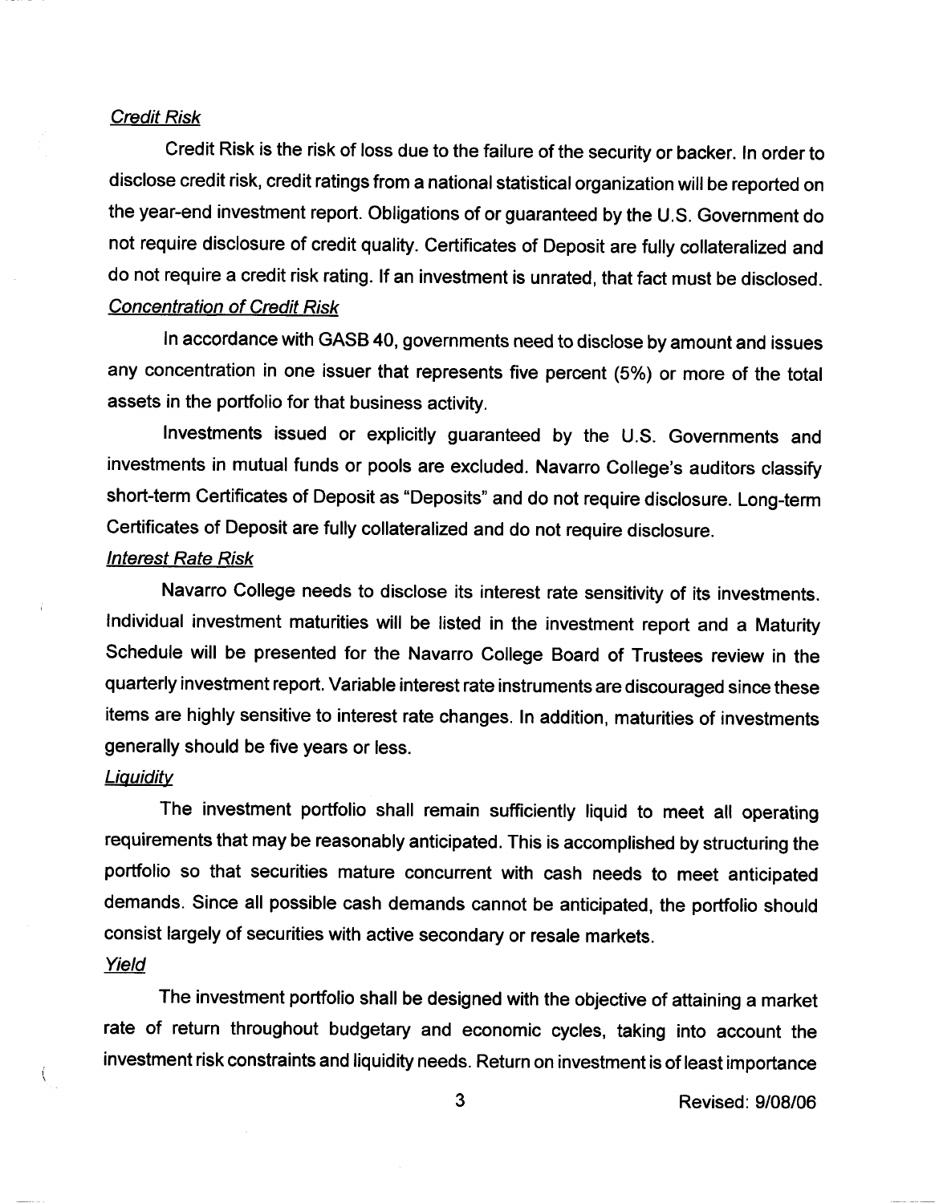*Credit Risk*

Credit Risk is the risk of loss due to the failure of the security or backer. In order to disclose credit risk, credit ratings from a national statistical organization will be reported on the year-end investment report. Obligations of or guaranteed by the U.S. Government do not require disclosure of credit quality. Certificates of Deposit are fully collateralized and do not require a credit risk rating. If an investment is unrated, that fact must be disclosed.

*Concentration of Credit Risk*

In accordance with GASB 40, governments need to disclose by amount and issues any concentration in one issuer that represents five percent (5%) or more of the total assets in the portfolio for that business activity.

Investments issued or explicitly guaranteed by the U.S. Governments and investments in mutual funds or pools are excluded. Navarro College's auditors classify short-term Certificates of Deposit as "Deposits" and do not require disclosure. Long-term Certificates of Deposit are fully collateralized and do not require disclosure.

*Interest Rate Risk*

Navarro College needs to disclose its interest rate sensitivity of its investments. Individual investment maturities will be listed in the investment report and a Maturity Schedule will be presented for the Navarro College Board of Trustees review in the quarterly investment report. Variable interest rate instruments are discouraged since these items are highly sensitive to interest rate changes. In addition, maturities of investments generally should be five years or less.

*Liquidity*

The investment portfolio shall remain sufficiently liquid to meet all operating requirements that may be reasonably anticipated. This is accomplished by structuring the portfolio so that securities mature concurrent with cash needs to meet anticipated demands. Since all possible cash demands cannot be anticipated, the portfolio should consist largely of securities with active secondary or resale markets.

*Yield*

The investment portfolio shall be designed with the objective of attaining a market rate of return throughout budgetary and economic cycles, taking into account the investment risk constraints and liquidity needs. Return on investment is of least importance

Revised: 9/08/06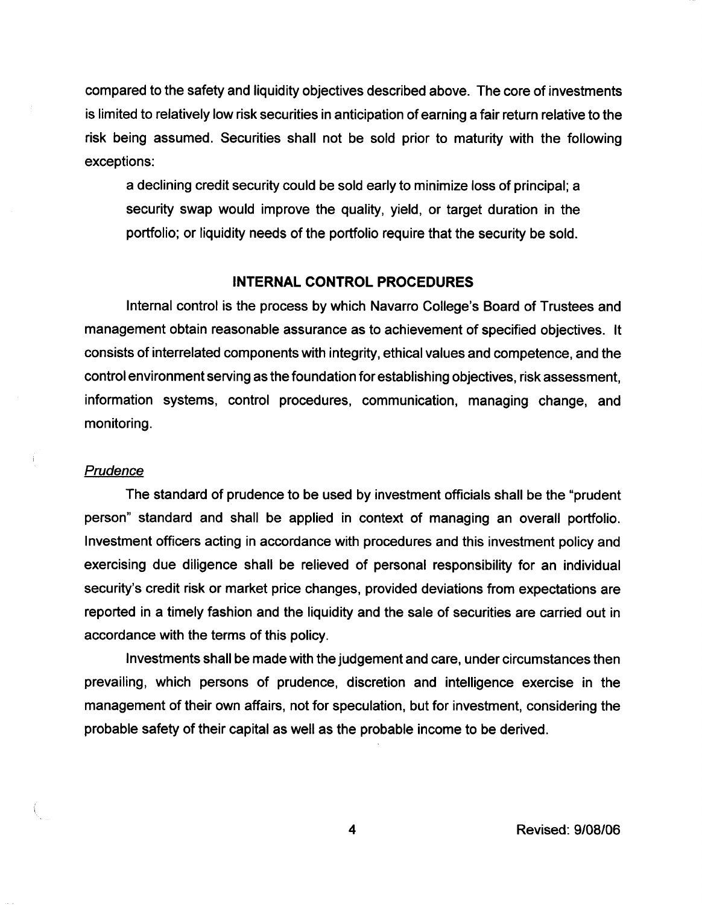compared to the safety and liquidity objectives described above. The core of investments is limited to relatively low risk securities in anticipation of earning a fair return relative to the risk being assumed. Securities shall not be sold prior to maturity with the following exceptions:

> a declining credit security could be sold early to minimize loss of principal; a security swap would improve the quality, yield, or target duration in the portfolio; or liquidity needs of the portfolio require that the security be sold.

## INTERNAL CONTROL PROCEDURES

Internal control is the process by which Navarro College's Board of Trustees and management obtain reasonable assurance as to achievement of specified objectives. It consists of interrelated components with integrity, ethical values and competence, and the control environment serving as the foundation for establishing objectives, risk assessment, information systems, control procedures, communication, managing change, and monitoring.

### *Prudence*

The standard of prudence to be used by investment officials shall be the "prudent person" standard and shall be applied in context of managing an overall portfolio. Investment officers acting in accordance with procedures and this investment policy and exercising due diligence shall be relieved of personal responsibility for an individual security's credit risk or market price changes, provided deviations from expectations are reported in a timely fashion and the liquidity and the sale of securities are carried out in accordance with the terms of this policy.

Investments shall be made with the judgement and care, under circumstances then prevailing, which persons of prudence, discretion and intelligence exercise in the management of their own affairs, not for speculation, but for investment, considering the probable safety of their capital as well as the probable income to be derived.

Revised: 9/08/06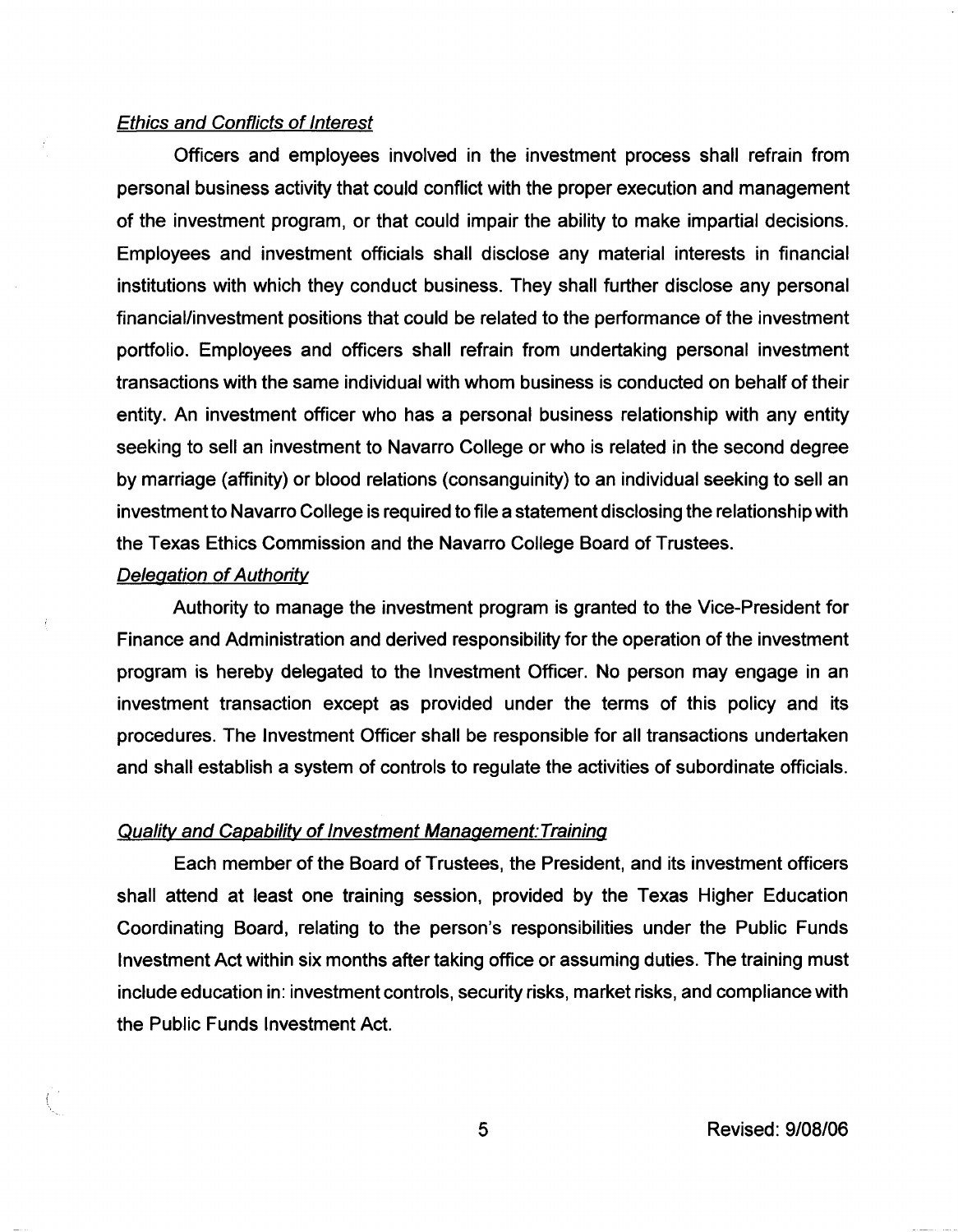*Ethics and Conflicts of Interest*

Officers and employees involved in the investment process shall refrain from personal business activity that could conflict with the proper execution and management of the investment program, or that could impair the ability to make impartial decisions. Employees and investment officials shall disclose any material interests in financial institutions with which they conduct business. They shall further disclose any personal financial/investment positions that could be related to the performance of the investment portfolio. Employees and officers shall refrain from undertaking personal investment transactions with the same individual with whom business is conducted on behalf of their entity. An investment officer who has a personal business relationship with any entity seeking to sell an investment to Navarro College or who is related in the second degree by marriage (affinity) or blood relations (consanguinity) to an individual seeking to sell an investment to Navarro College is required to file a statement disclosing the relationship with the Texas Ethics Commission and the Navarro College Board of Trustees.

*Delegation of Authority*

Authority to manage the investment program is granted to the Vice-President for Finance and Administration and derived responsibility for the operation of the investment program is hereby delegated to the Investment Officer. No person may engage in an investment transaction except as provided under the terms of this policy and its procedures. The Investment Officer shall be responsible for all transactions undertaken and shall establish a system of controls to regulate the activities of subordinate officials.

*Quality and Capability of Investment Management:Training*

Each member of the Board of Trustees, the President, and its investment officers shall attend at least one training session, provided by the Texas Higher Education Coordinating Board, relating to the person's responsibilities under the Public Funds Investment Act within six months after taking office or assuming duties. The training must include education in: investment controls, security risks, market risks, and compliance with the Public Funds Investment Act.

Revised: 9/08/06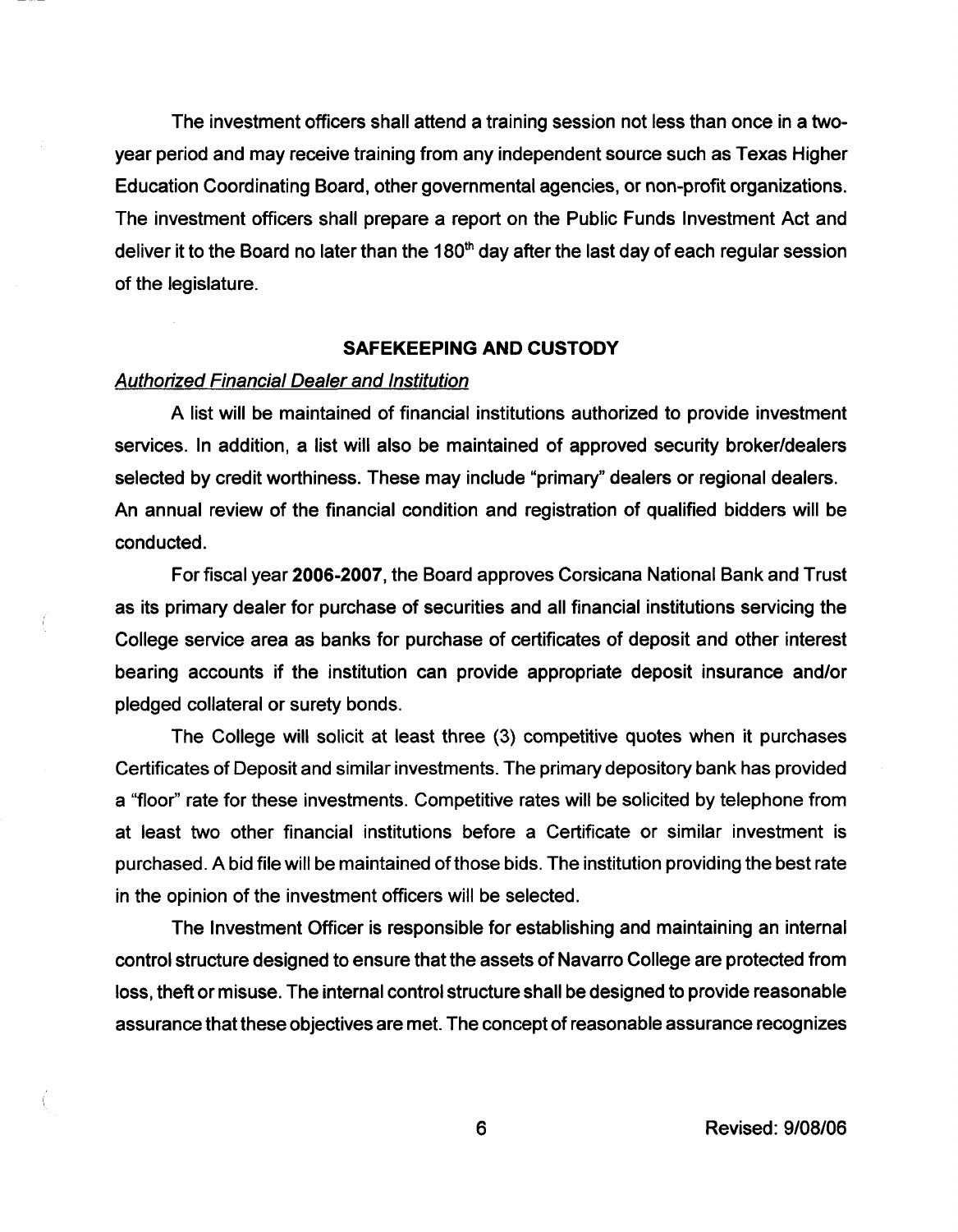The investment officers shall attend a training session not less than once in a two-year period and may receive training from any independent source such as Texas Higher Education Coordinating Board, other governmental agencies, or non-profit organizations. The investment officers shall prepare a report on the Public Funds Investment Act and deliver it to the Board no later than the 180th day after the last day of each regular session of the legislature.

## SAFEKEEPING AND CUSTODY

*Authorized Financial Dealer and Institution*

A list will be maintained of financial institutions authorized to provide investment services. In addition, a list will also be maintained of approved security broker/dealers selected by credit worthiness. These may include "primary" dealers or regional dealers. An annual review of the financial condition and registration of qualified bidders will be conducted.

For fiscal year **2006-2007**, the Board approves Corsicana National Bank and Trust as its primary dealer for purchase of securities and all financial institutions servicing the College service area as banks for purchase of certificates of deposit and other interest bearing accounts if the institution can provide appropriate deposit insurance and/or pledged collateral or surety bonds.

The College will solicit at least three (3) competitive quotes when it purchases Certificates of Deposit and similar investments. The primary depository bank has provided a "floor" rate for these investments. Competitive rates will be solicited by telephone from at least two other financial institutions before a Certificate or similar investment is purchased. A bid file will be maintained of those bids. The institution providing the best rate in the opinion of the investment officers will be selected.

The Investment Officer is responsible for establishing and maintaining an internal control structure designed to ensure that the assets of Navarro College are protected from loss, theft or misuse. The internal control structure shall be designed to provide reasonable assurance that these objectives are met. The concept of reasonable assurance recognizes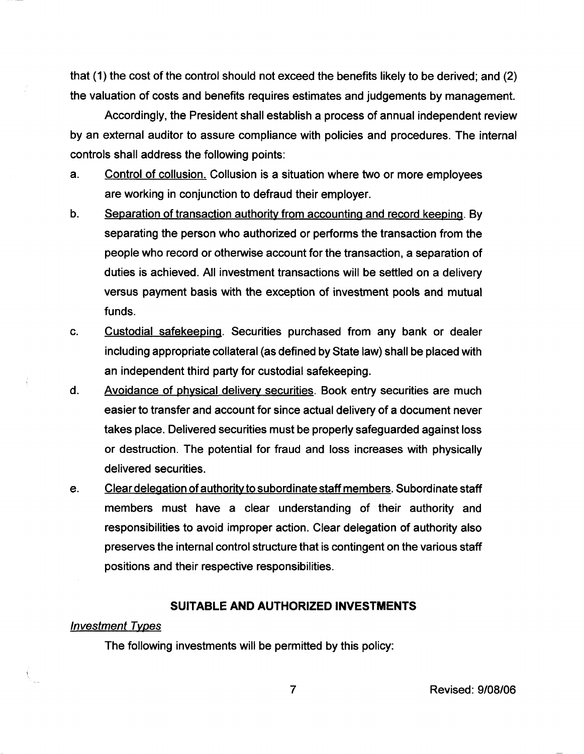that (1) the cost of the control should not exceed the benefits likely to be derived; and (2) the valuation of costs and benefits requires estimates and judgements by management.

Accordingly, the President shall establish a process of annual independent review by an external auditor to assure compliance with policies and procedures. The internal controls shall address the following points:

a. Control of collusion. Collusion is a situation where two or more employees are working in conjunction to defraud their employer.

b. Separation of transaction authority from accounting and record keeping. By separating the person who authorized or performs the transaction from the people who record or otherwise account for the transaction, a separation of duties is achieved. All investment transactions will be settled on a delivery versus payment basis with the exception of investment pools and mutual funds.

c. Custodial safekeeping. Securities purchased from any bank or dealer including appropriate collateral (as defined by State law) shall be placed with an independent third party for custodial safekeeping.

d. Avoidance of physical delivery securities. Book entry securities are much easier to transfer and account for since actual delivery of a document never takes place. Delivered securities must be properly safeguarded against loss or destruction. The potential for fraud and loss increases with physically delivered securities.

e. Clear delegation of authority to subordinate staff members. Subordinate staff members must have a clear understanding of their authority and responsibilities to avoid improper action. Clear delegation of authority also preserves the internal control structure that is contingent on the various staff positions and their respective responsibilities.

## SUITABLE AND AUTHORIZED INVESTMENTS

*Investment Types*

The following investments will be permitted by this policy: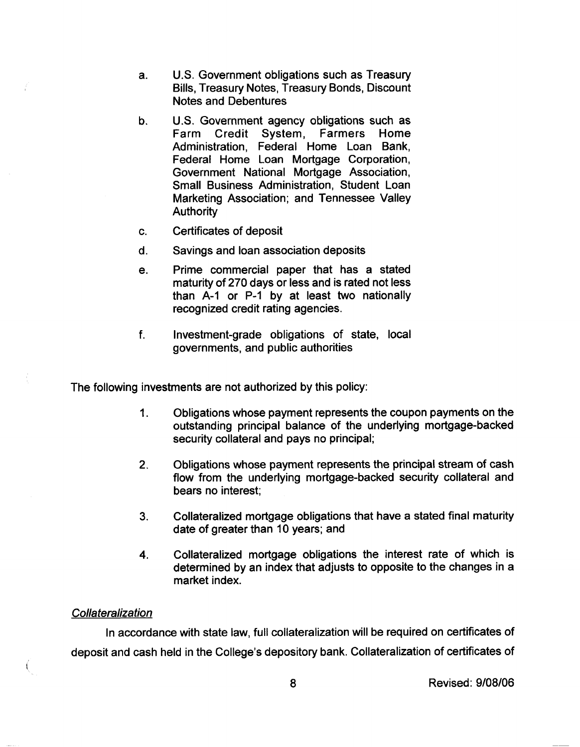a. U.S. Government obligations such as Treasury Bills, Treasury Notes, Treasury Bonds, Discount Notes and Debentures

b. U.S. Government agency obligations such as Farm Credit System, Farmers Home Administration, Federal Home Loan Bank, Federal Home Loan Mortgage Corporation, Government National Mortgage Association, Small Business Administration, Student Loan Marketing Association; and Tennessee Valley Authority

c. Certificates of deposit

d. Savings and loan association deposits

e. Prime commercial paper that has a stated maturity of 270 days or less and is rated not less than A-1 or P-1 by at least two nationally recognized credit rating agencies.

f. Investment-grade obligations of state, local governments, and public authorities

The following investments are not authorized by this policy:

1. Obligations whose payment represents the coupon payments on the outstanding principal balance of the underlying mortgage-backed security collateral and pays no principal;

2. Obligations whose payment represents the principal stream of cash flow from the underlying mortgage-backed security collateral and bears no interest;

3. Collateralized mortgage obligations that have a stated final maturity date of greater than 10 years; and

4. Collateralized mortgage obligations the interest rate of which is determined by an index that adjusts to opposite to the changes in a market index.

*Collateralization*

In accordance with state law, full collateralization will be required on certificates of deposit and cash held in the College's depository bank. Collateralization of certificates of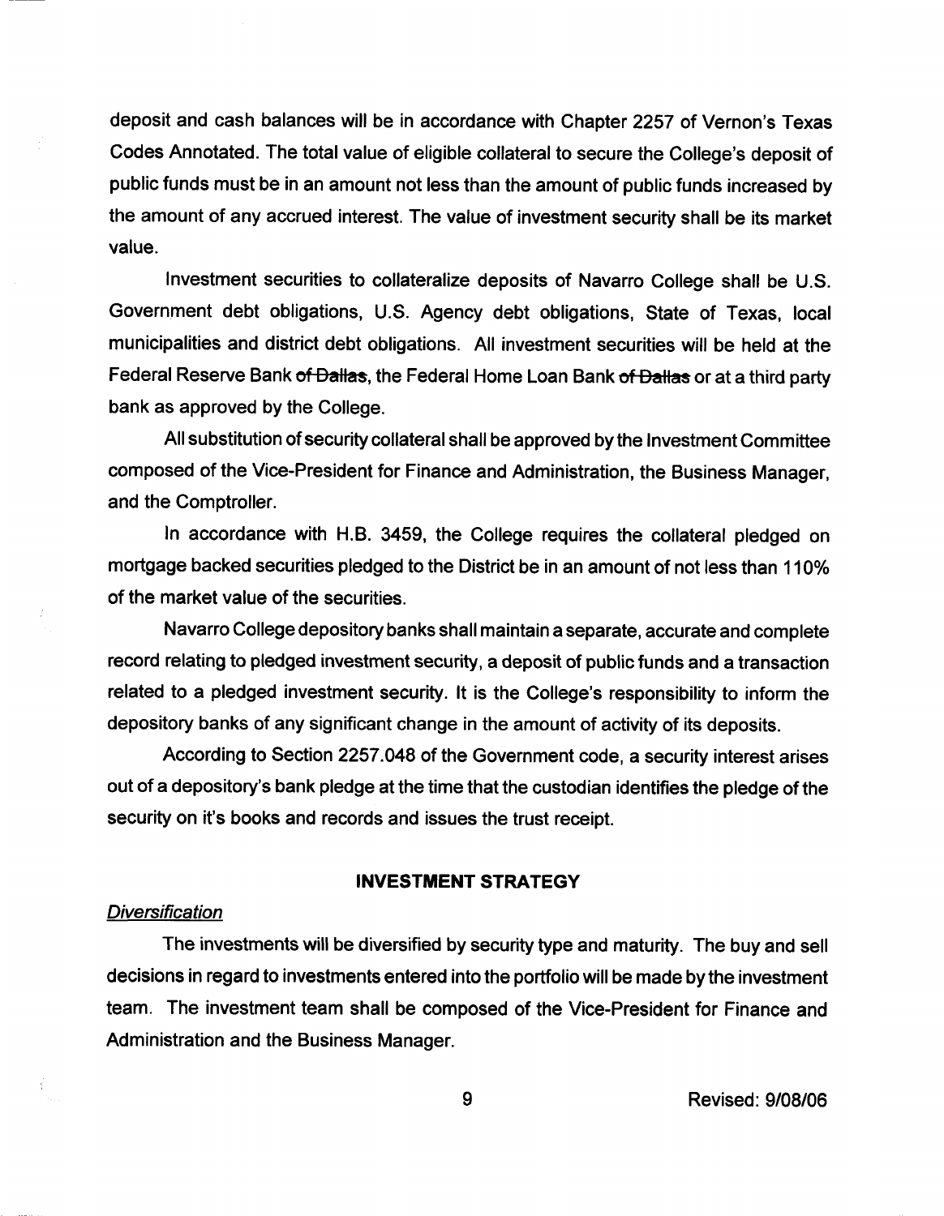deposit and cash balances will be in accordance with Chapter 2257 of Vernon's Texas Codes Annotated. The total value of eligible collateral to secure the College's deposit of public funds must be in an amount not less than the amount of public funds increased by the amount of any accrued interest. The value of investment security shall be its market value.

Investment securities to collateralize deposits of Navarro College shall be U.S. Government debt obligations, U.S. Agency debt obligations, State of Texas, local municipalities and district debt obligations. All investment securities will be held at the Federal Reserve Bank ~~of Dallas~~, the Federal Home Loan Bank ~~of Dallas~~ or at a third party bank as approved by the College.

All substitution of security collateral shall be approved by the Investment Committee composed of the Vice-President for Finance and Administration, the Business Manager, and the Comptroller.

In accordance with H.B. 3459, the College requires the collateral pledged on mortgage backed securities pledged to the District be in an amount of not less than 110% of the market value of the securities.

Navarro College depository banks shall maintain a separate, accurate and complete record relating to pledged investment security, a deposit of public funds and a transaction related to a pledged investment security. It is the College's responsibility to inform the depository banks of any significant change in the amount of activity of its deposits.

According to Section 2257.048 of the Government code, a security interest arises out of a depository's bank pledge at the time that the custodian identifies the pledge of the security on it's books and records and issues the trust receipt.

## INVESTMENT STRATEGY

### *Diversification*

The investments will be diversified by security type and maturity. The buy and sell decisions in regard to investments entered into the portfolio will be made by the investment team. The investment team shall be composed of the Vice-President for Finance and Administration and the Business Manager.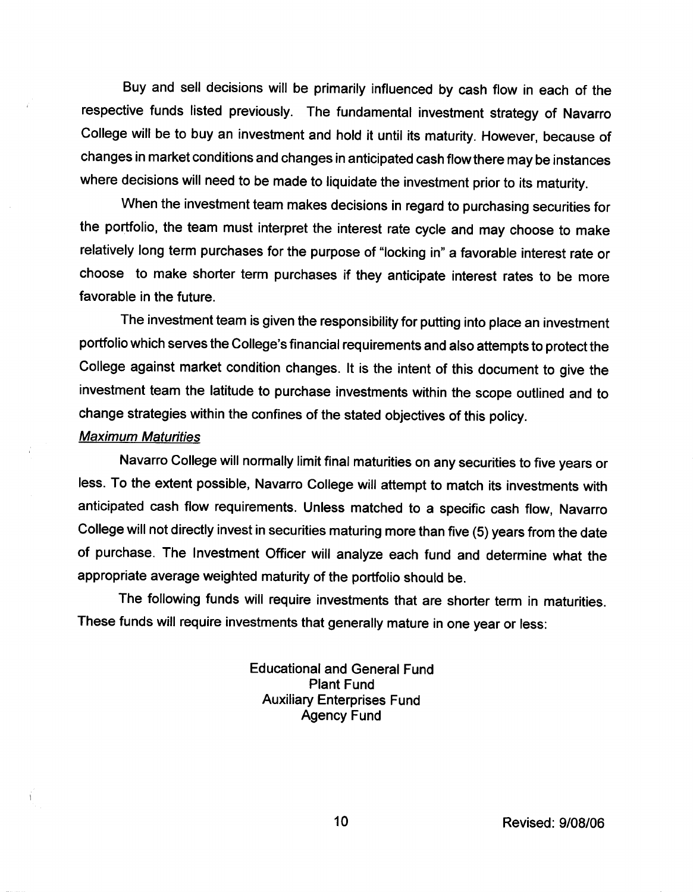Buy and sell decisions will be primarily influenced by cash flow in each of the respective funds listed previously. The fundamental investment strategy of Navarro College will be to buy an investment and hold it until its maturity. However, because of changes in market conditions and changes in anticipated cash flow there may be instances where decisions will need to be made to liquidate the investment prior to its maturity.

When the investment team makes decisions in regard to purchasing securities for the portfolio, the team must interpret the interest rate cycle and may choose to make relatively long term purchases for the purpose of "locking in" a favorable interest rate or choose to make shorter term purchases if they anticipate interest rates to be more favorable in the future.

The investment team is given the responsibility for putting into place an investment portfolio which serves the College's financial requirements and also attempts to protect the College against market condition changes. It is the intent of this document to give the investment team the latitude to purchase investments within the scope outlined and to change strategies within the confines of the stated objectives of this policy.

*Maximum Maturities*

Navarro College will normally limit final maturities on any securities to five years or less. To the extent possible, Navarro College will attempt to match its investments with anticipated cash flow requirements. Unless matched to a specific cash flow, Navarro College will not directly invest in securities maturing more than five (5) years from the date of purchase. The Investment Officer will analyze each fund and determine what the appropriate average weighted maturity of the portfolio should be.

The following funds will require investments that are shorter term in maturities. These funds will require investments that generally mature in one year or less:

Educational and General Fund
Plant Fund
Auxiliary Enterprises Fund
Agency Fund

Revised: 9/08/06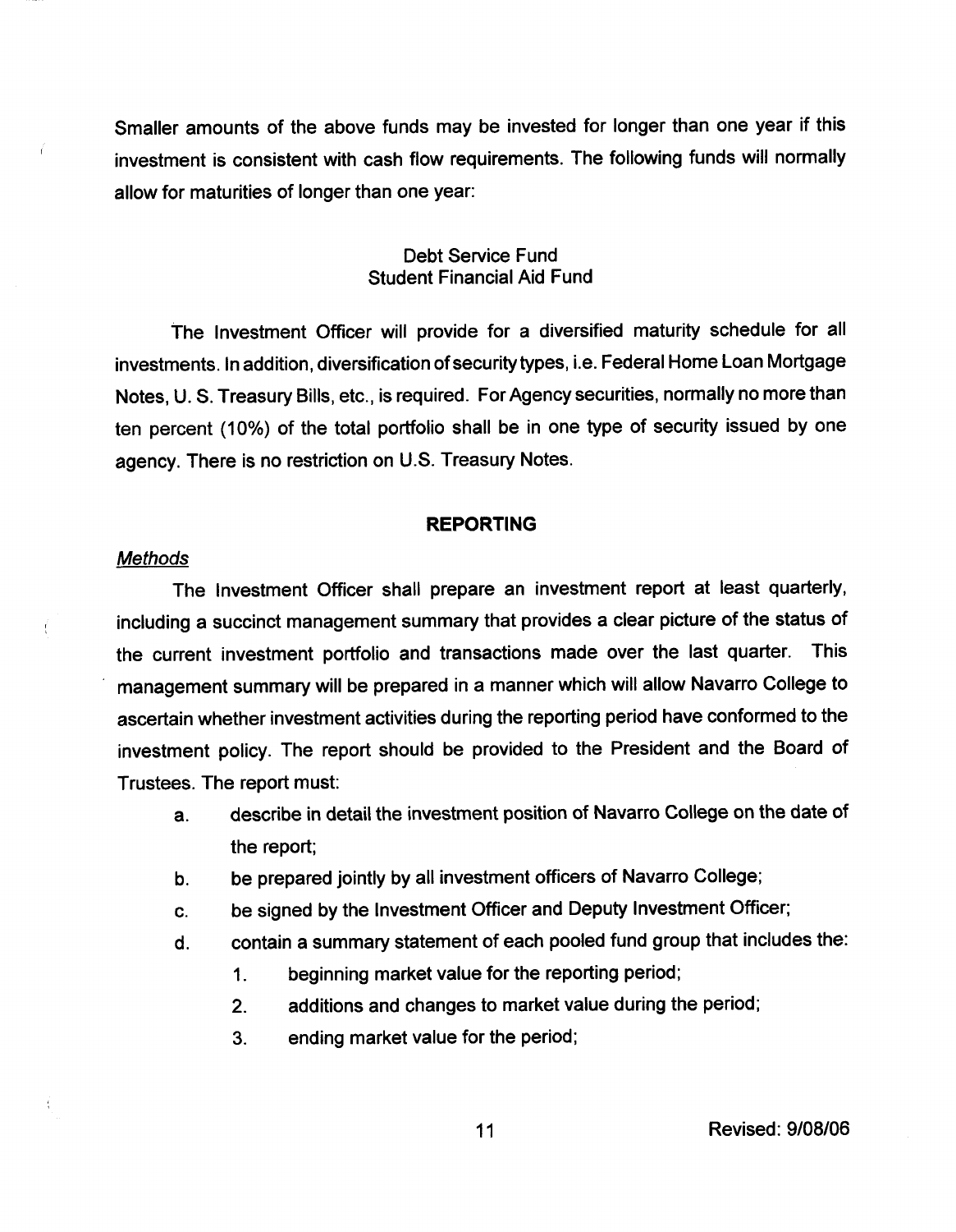Smaller amounts of the above funds may be invested for longer than one year if this investment is consistent with cash flow requirements. The following funds will normally allow for maturities of longer than one year:

Debt Service Fund
Student Financial Aid Fund

The Investment Officer will provide for a diversified maturity schedule for all investments. In addition, diversification of security types, i.e. Federal Home Loan Mortgage Notes, U. S. Treasury Bills, etc., is required. For Agency securities, normally no more than ten percent (10%) of the total portfolio shall be in one type of security issued by one agency. There is no restriction on U.S. Treasury Notes.

## REPORTING

*Methods*

The Investment Officer shall prepare an investment report at least quarterly, including a succinct management summary that provides a clear picture of the status of the current investment portfolio and transactions made over the last quarter. This management summary will be prepared in a manner which will allow Navarro College to ascertain whether investment activities during the reporting period have conformed to the investment policy. The report should be provided to the President and the Board of Trustees. The report must:

a. describe in detail the investment position of Navarro College on the date of the report;
b. be prepared jointly by all investment officers of Navarro College;
c. be signed by the Investment Officer and Deputy Investment Officer;
d. contain a summary statement of each pooled fund group that includes the:
    1. beginning market value for the reporting period;
    2. additions and changes to market value during the period;
    3. ending market value for the period;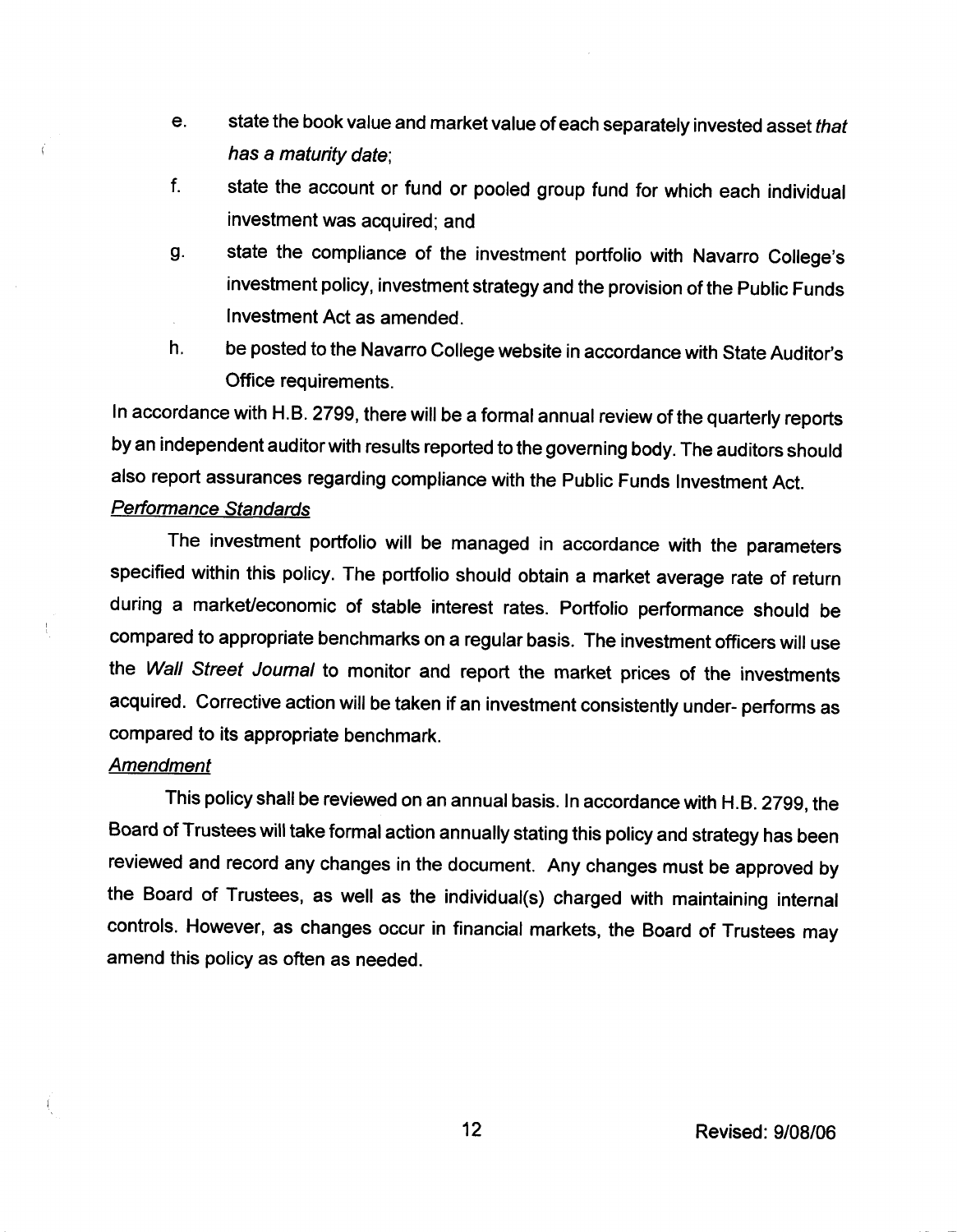e. state the book value and market value of each separately invested asset *that has a maturity date*;

f. state the account or fund or pooled group fund for which each individual investment was acquired; and

g. state the compliance of the investment portfolio with Navarro College's investment policy, investment strategy and the provision of the Public Funds Investment Act as amended.

h. be posted to the Navarro College website in accordance with State Auditor's Office requirements.

In accordance with H.B. 2799, there will be a formal annual review of the quarterly reports by an independent auditor with results reported to the governing body. The auditors should also report assurances regarding compliance with the Public Funds Investment Act.

<u>*Performance Standards*</u>

The investment portfolio will be managed in accordance with the parameters specified within this policy. The portfolio should obtain a market average rate of return during a market/economic of stable interest rates. Portfolio performance should be compared to appropriate benchmarks on a regular basis. The investment officers will use the *Wall Street Journal* to monitor and report the market prices of the investments acquired. Corrective action will be taken if an investment consistently under- performs as compared to its appropriate benchmark.

<u>*Amendment*</u>

This policy shall be reviewed on an annual basis. In accordance with H.B. 2799, the Board of Trustees will take formal action annually stating this policy and strategy has been reviewed and record any changes in the document. Any changes must be approved by the Board of Trustees, as well as the individual(s) charged with maintaining internal controls. However, as changes occur in financial markets, the Board of Trustees may amend this policy as often as needed.

Revised: 9/08/06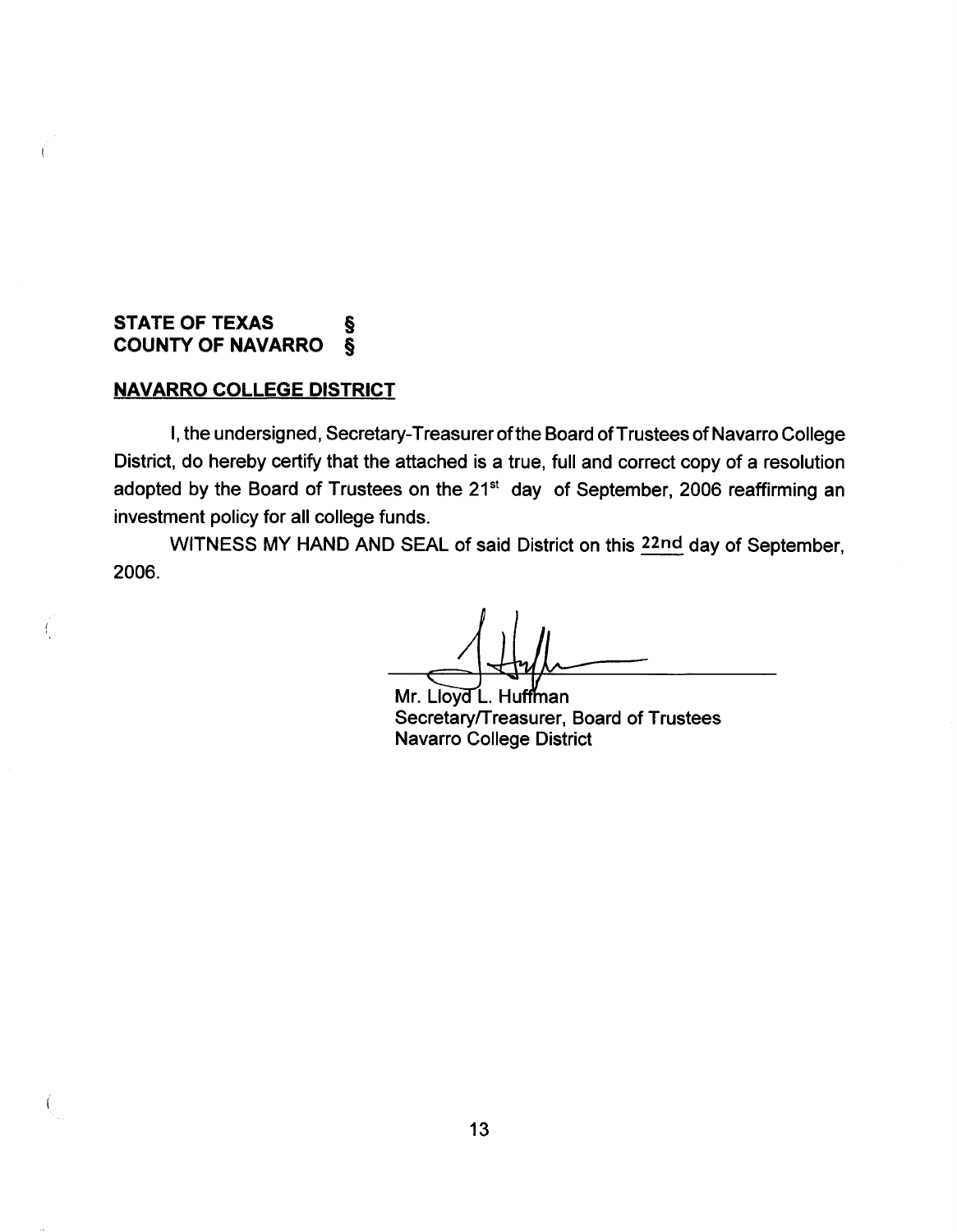**STATE OF TEXAS §**
**COUNTY OF NAVARRO §**

**NAVARRO COLLEGE DISTRICT**

I, the undersigned, Secretary-Treasurer of the Board of Trustees of Navarro College District, do hereby certify that the attached is a true, full and correct copy of a resolution adopted by the Board of Trustees on the 21st day of September, 2006 reaffirming an investment policy for all college funds.

WITNESS MY HAND AND SEAL of said District on this 22nd day of September, 2006.

Mr. Lloyd L. Huffman
Secretary/Treasurer, Board of Trustees
Navarro College District